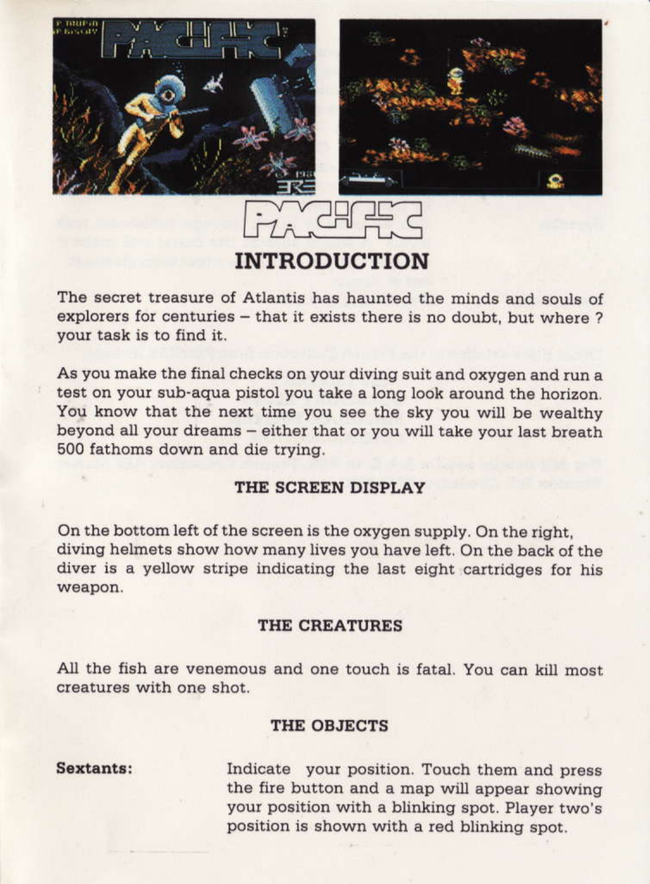# INTRODUCTION

The secret treasure of Atlantis has haunted the minds and souls of explorers for centuries – that it exists there is no doubt, but where ? your task is to find it.

As you make the final checks on your diving suit and oxygen and run a test on your sub-aqua pistol you take a long look around the horizon. You know that the next time you see the sky you will be wealthy beyond all your dreams – either that or you will take your last breath 500 fathoms down and die trying.

## THE SCREEN DISPLAY

On the bottom left of the screen is the oxygen supply. On the right, diving helmets show how many lives you have left. On the back of the diver is a yellow stripe indicating the last eight cartridges for his weapon.

## THE CREATURES

All the fish are venemous and one touch is fatal. You can kill most creatures with one shot.

## THE OBJECTS

**Sextants:** Indicate your position. Touch them and press the fire button and a map will appear showing your position with a blinking spot. Player two's position is shown with a red blinking spot.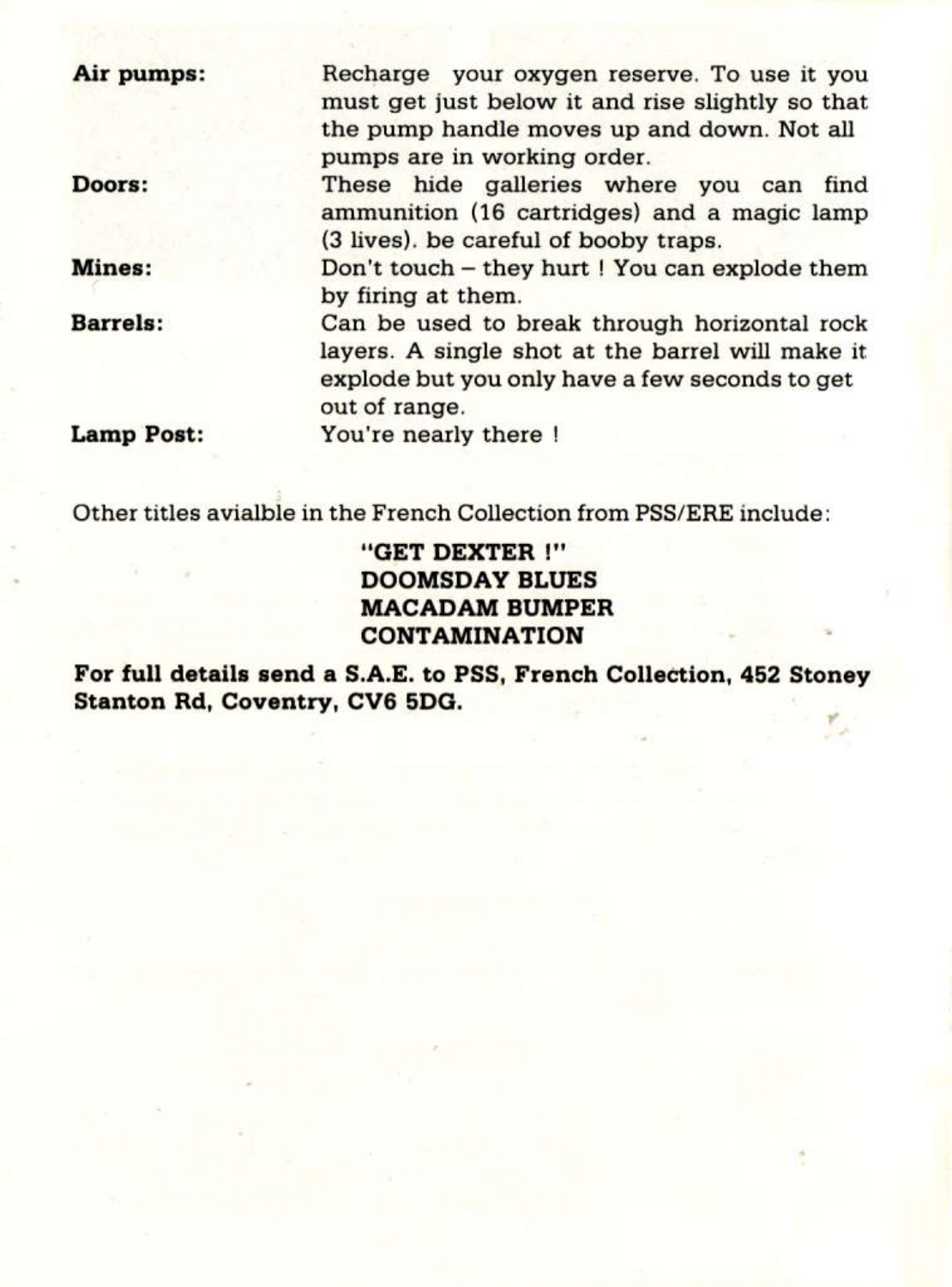**Air pumps:** Recharge your oxygen reserve. To use it you must get just below it and rise slightly so that the pump handle moves up and down. Not all pumps are in working order.

**Doors:** These hide galleries where you can find ammunition (16 cartridges) and a magic lamp (3 lives). be careful of booby traps.

**Mines:** Don't touch – they hurt ! You can explode them by firing at them.

**Barrels:** Can be used to break through horizontal rock layers. A single shot at the barrel will make it explode but you only have a few seconds to get out of range.

**Lamp Post:** You're nearly there !

Other titles avialble in the French Collection from PSS/ERE include:

**"GET DEXTER !"**
**DOOMSDAY BLUES**
**MACADAM BUMPER**
**CONTAMINATION**

**For full details send a S.A.E. to PSS, French Collection, 452 Stoney Stanton Rd, Coventry, CV6 5DG.**